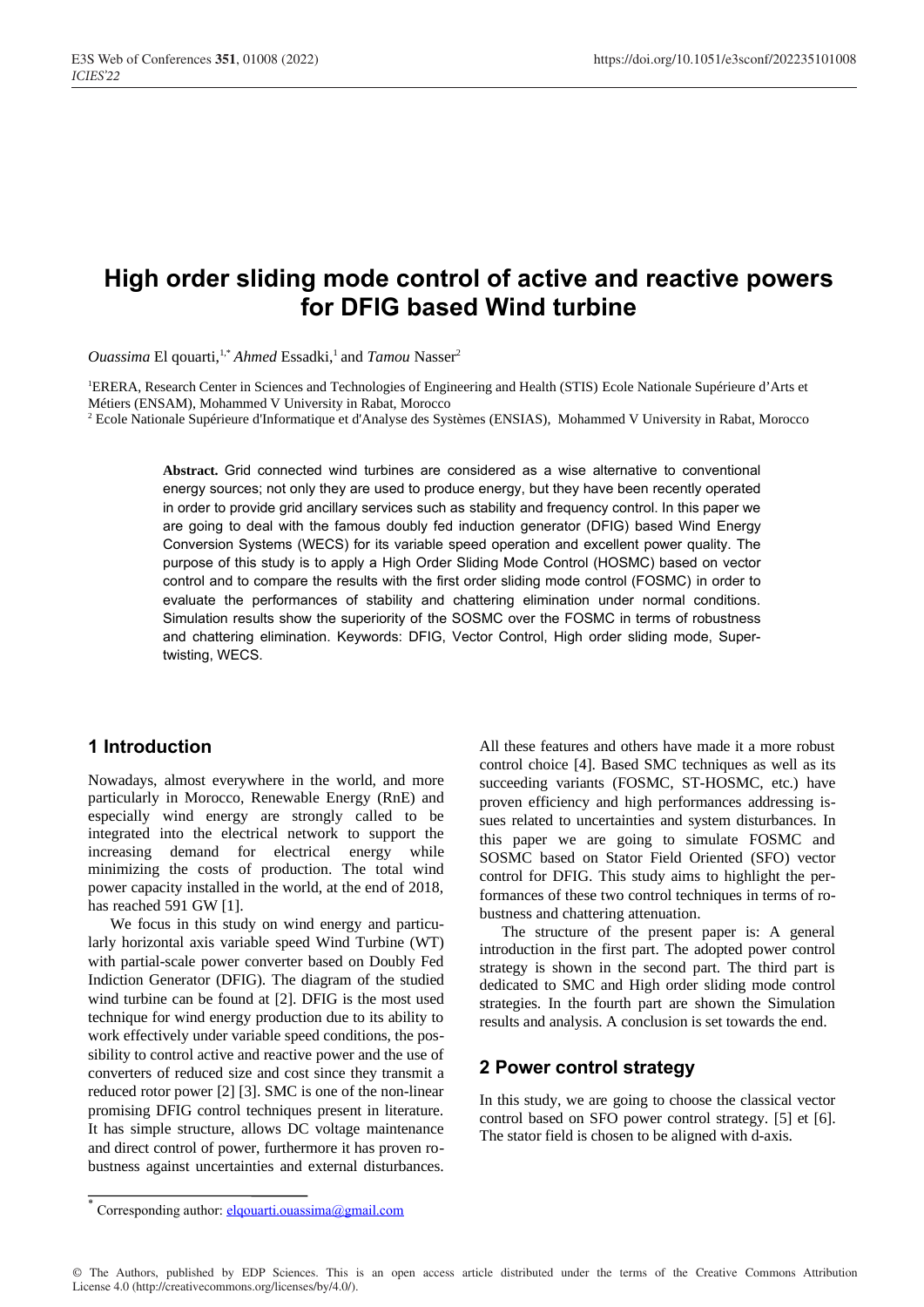# High order sliding mode control of active and reactive powers for DFIG based Wind turbine

*Ouassima* El qouarti,[1,*] *Ahmed* Essadki,[1] and *Tamou* Nasser[2]

[1]ERERA, Research Center in Sciences and Technologies of Engineering and Health (STIS) Ecole Nationale Supérieure d'Arts et Métiers (ENSAM), Mohammed V University in Rabat, Morocco

[2] Ecole Nationale Supérieure d'Informatique et d'Analyse des Systèmes (ENSIAS), Mohammed V University in Rabat, Morocco

**Abstract.** Grid connected wind turbines are considered as a wise alternative to conventional energy sources; not only they are used to produce energy, but they have been recently operated in order to provide grid ancillary services such as stability and frequency control. In this paper we are going to deal with the famous doubly fed induction generator (DFIG) based Wind Energy Conversion Systems (WECS) for its variable speed operation and excellent power quality. The purpose of this study is to apply a High Order Sliding Mode Control (HOSMC) based on vector control and to compare the results with the first order sliding mode control (FOSMC) in order to evaluate the performances of stability and chattering elimination under normal conditions. Simulation results show the superiority of the SOSMC over the FOSMC in terms of robustness and chattering elimination. Keywords: DFIG, Vector Control, High order sliding mode, Super-twisting, WECS.

## 1 Introduction

Nowadays, almost everywhere in the world, and more particularly in Morocco, Renewable Energy (RnE) and especially wind energy are strongly called to be integrated into the electrical network to support the increasing demand for electrical energy while minimizing the costs of production. The total wind power capacity installed in the world, at the end of 2018, has reached 591 GW [1].

We focus in this study on wind energy and particularly horizontal axis variable speed Wind Turbine (WT) with partial-scale power converter based on Doubly Fed Indiction Generator (DFIG). The diagram of the studied wind turbine can be found at [2]. DFIG is the most used technique for wind energy production due to its ability to work effectively under variable speed conditions, the possibility to control active and reactive power and the use of converters of reduced size and cost since they transmit a reduced rotor power [2] [3]. SMC is one of the non-linear promising DFIG control techniques present in literature. It has simple structure, allows DC voltage maintenance and direct control of power, furthermore it has proven robustness against uncertainties and external disturbances. All these features and others have made it a more robust control choice [4]. Based SMC techniques as well as its succeeding variants (FOSMC, ST-HOSMC, etc.) have proven efficiency and high performances addressing issues related to uncertainties and system disturbances. In this paper we are going to simulate FOSMC and SOSMC based on Stator Field Oriented (SFO) vector control for DFIG. This study aims to highlight the performances of these two control techniques in terms of robustness and chattering attenuation.

The structure of the present paper is: A general introduction in the first part. The adopted power control strategy is shown in the second part. The third part is dedicated to SMC and High order sliding mode control strategies. In the fourth part are shown the Simulation results and analysis. A conclusion is set towards the end.

## 2 Power control strategy

In this study, we are going to choose the classical vector control based on SFO power control strategy. [5] et [6]. The stator field is chosen to be aligned with d-axis.

* Corresponding author: elqouarti.ouassima@gmail.com

© The Authors, published by EDP Sciences. This is an open access article distributed under the terms of the Creative Commons Attribution License 4.0 (http://creativecommons.org/licenses/by/4.0/).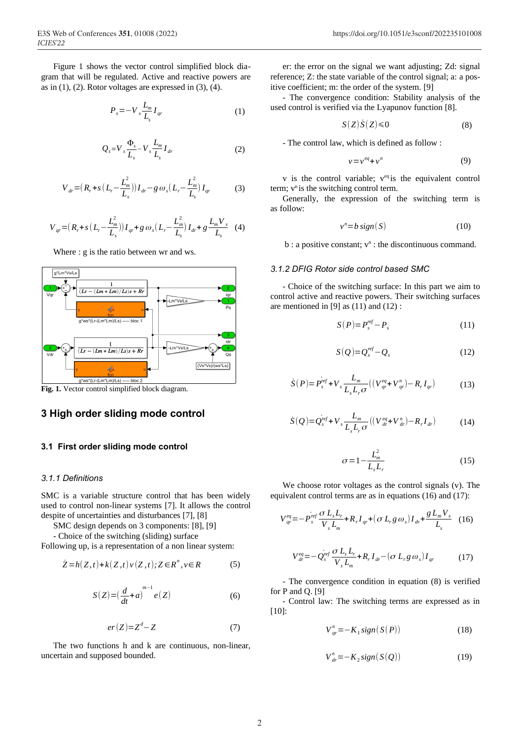Figure 1 shows the vector control simplified block diagram that will be regulated. Active and reactive powers are as in (1), (2). Rotor voltages are expressed in (3), (4).

$$P_s = -V_s \frac{L_m}{L_s} I_{qr} \tag{1}$$

$$Q_s = V_s \frac{\Phi_s}{L_s} - V_s \frac{L_m}{L_s} I_{dr} \tag{2}$$

$$V_{dr} = (R_r + s(L_r - \frac{L_m^2}{L_s})) I_{dr} - g\omega_s (L_r - \frac{L_m^2}{L_s}) I_{qr} \tag{3}$$

$$V_{qr} = (R_r + s(L_r - \frac{L_m^2}{L_s})) I_{qr} + g\omega_s (L_r - \frac{L_m^2}{L_s}) I_{dr} + g \frac{L_m V_s}{L_s} \tag{4}$$

Where : g is the ratio between wr and ws.

**Fig. 1.** Vector control simplified block diagram.

## 3 High order sliding mode control

### 3.1 First order sliding mode control

#### 3.1.1 Definitions

SMC is a variable structure control that has been widely used to control non-linear systems [7]. It allows the control despite of uncertainties and disturbances [7], [8]

SMC design depends on 3 components: [8], [9]

- Choice of the switching (sliding) surface

Following up, is a representation of a non linear system:

$$\dot{Z} = h(Z,t) + k(Z,t)\, v(Z,t); Z \in R^n, v \in R \tag{5}$$

$$S(Z) = (\frac{d}{dt} + a)^{m-1} e(Z) \tag{6}$$

$$er(Z) = Z^d - Z \tag{7}$$

The two functions h and k are continuous, non-linear, uncertain and supposed bounded.

er: the error on the signal we want adjusting; Zd: signal reference; Z: the state variable of the control signal; a: a positive coefficient; m: the order of the system. [9]

- The convergence condition: Stability analysis of the used control is verified via the Lyapunov function [8].

$$S(Z)\dot{S}(Z) \leqslant 0 \tag{8}$$

- The control law, which is defined as follow :

$$v = v^{eq} + v^n \tag{9}$$

v is the control variable; $v^{eq}$ is the equivalent control term; $v^n$ is the switching control term.

Generally, the expression of the switching term is as follow:

$$v^n = b\, sign(S) \tag{10}$$

b : a positive constant; $v^n$ : the discontinuous command.

#### 3.1.2 DFIG Rotor side control based SMC

- Choice of the switching surface: In this part we aim to control active and reactive powers. Their switching surfaces are mentioned in [9] as (11) and (12) :

$$S(P) = P_s^{ref} - P_s \tag{11}$$

$$S(Q) = Q_s^{ref} - Q_s \tag{12}$$

$$\dot{S}(P) = \dot{P}_s^{ref} + V_s \frac{L_m}{L_s L_r \sigma}((V_{qr}^{eq} + V_{qr}^n) - R_r I_{qr}) \tag{13}$$

$$\dot{S}(Q) = \dot{Q}_s^{ref} + V_s \frac{L_m}{L_s L_r \sigma}((V_{dr}^{eq} + V_{dr}^n) - R_r I_{dr}) \tag{14}$$

$$\sigma = 1 - \frac{L_m^2}{L_s L_r} \tag{15}$$

We choose rotor voltages as the control signals (v). The equivalent control terms are as in equations (16) and (17):

$$V_{qr}^{eq} = -\dot{P}_s^{ref} \frac{\sigma L_s L_r}{V_s L_m} + R_r I_{qr} + (\sigma L_r g \omega_s) I_{dr} + \frac{g L_m V_s}{L_s} \tag{16}$$

$$V_{dr}^{eq} = -\dot{Q}_s^{ref} \frac{\sigma L_s L_r}{V_s L_m} + R_r I_{dr} - (\sigma L_r g \omega_s) I_{qr} \tag{17}$$

- The convergence condition in equation (8) is verified for P and Q. [9]

- Control law: The switching terms are expressed as in [10]:

$$V_{qr}^n = -K_1 sign(S(P)) \tag{18}$$

$$V_{dr}^n = -K_2 sign(S(Q)) \tag{19}$$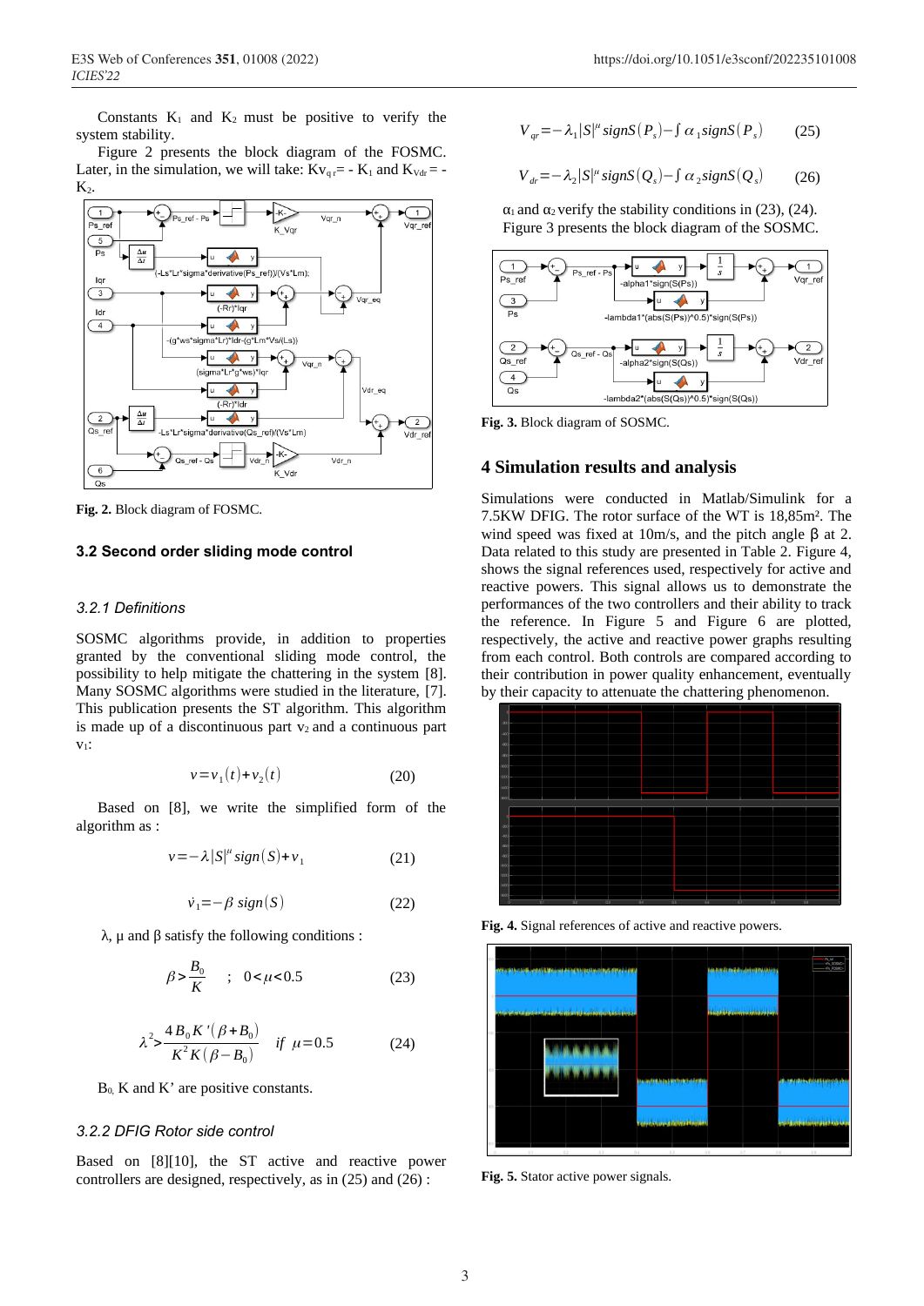Constants $K_1$ and $K_2$ must be positive to verify the system stability.

Figure 2 presents the block diagram of the FOSMC. Later, in the simulation, we will take: $Kv_{qr} = -K_1$ and $K_{Vdr} = -K_2$.

**Fig. 2.** Block diagram of FOSMC.

### 3.2 Second order sliding mode control

#### *3.2.1 Definitions*

SOSMC algorithms provide, in addition to properties granted by the conventional sliding mode control, the possibility to help mitigate the chattering in the system [8]. Many SOSMC algorithms were studied in the literature, [7]. This publication presents the ST algorithm. This algorithm is made up of a discontinuous part $v_2$ and a continuous part $v_1$:

$$v = v_1(t) + v_2(t) \qquad (20)$$

Based on [8], we write the simplified form of the algorithm as :

$$v = -\lambda |S|^{\mu} sign(S) + v_1 \qquad (21)$$

$$\dot{v}_1 = -\beta\, sign(S) \qquad (22)$$

λ, μ and β satisfy the following conditions :

$$\beta > \frac{B_0}{K} \quad ; \quad 0 < \mu < 0.5 \qquad (23)$$

$$\lambda^2 > \frac{4 B_0 K'(\beta + B_0)}{K^2 K(\beta - B_0)} \quad if \;\; \mu = 0.5 \qquad (24)$$

$B_0$, K and K' are positive constants.

#### *3.2.2 DFIG Rotor side control*

Based on [8][10], the ST active and reactive power controllers are designed, respectively, as in (25) and (26) :

$$V_{qr} = -\lambda_1 |S|^{\mu} signS(P_s) - \int \alpha_1 signS(P_s) \qquad (25)$$

$$V_{dr} = -\lambda_2 |S|^{\mu} signS(Q_s) - \int \alpha_2 signS(Q_s) \qquad (26)$$

$\alpha_1$ and $\alpha_2$ verify the stability conditions in (23), (24).

Figure 3 presents the block diagram of the SOSMC.

**Fig. 3.** Block diagram of SOSMC.

## 4 Simulation results and analysis

Simulations were conducted in Matlab/Simulink for a 7.5KW DFIG. The rotor surface of the WT is 18,85m². The wind speed was fixed at 10m/s, and the pitch angle β at 2. Data related to this study are presented in Table 2. Figure 4, shows the signal references used, respectively for active and reactive powers. This signal allows us to demonstrate the performances of the two controllers and their ability to track the reference. In Figure 5 and Figure 6 are plotted, respectively, the active and reactive power graphs resulting from each control. Both controls are compared according to their contribution in power quality enhancement, eventually by their capacity to attenuate the chattering phenomenon.

**Fig. 4.** Signal references of active and reactive powers.

**Fig. 5.** Stator active power signals.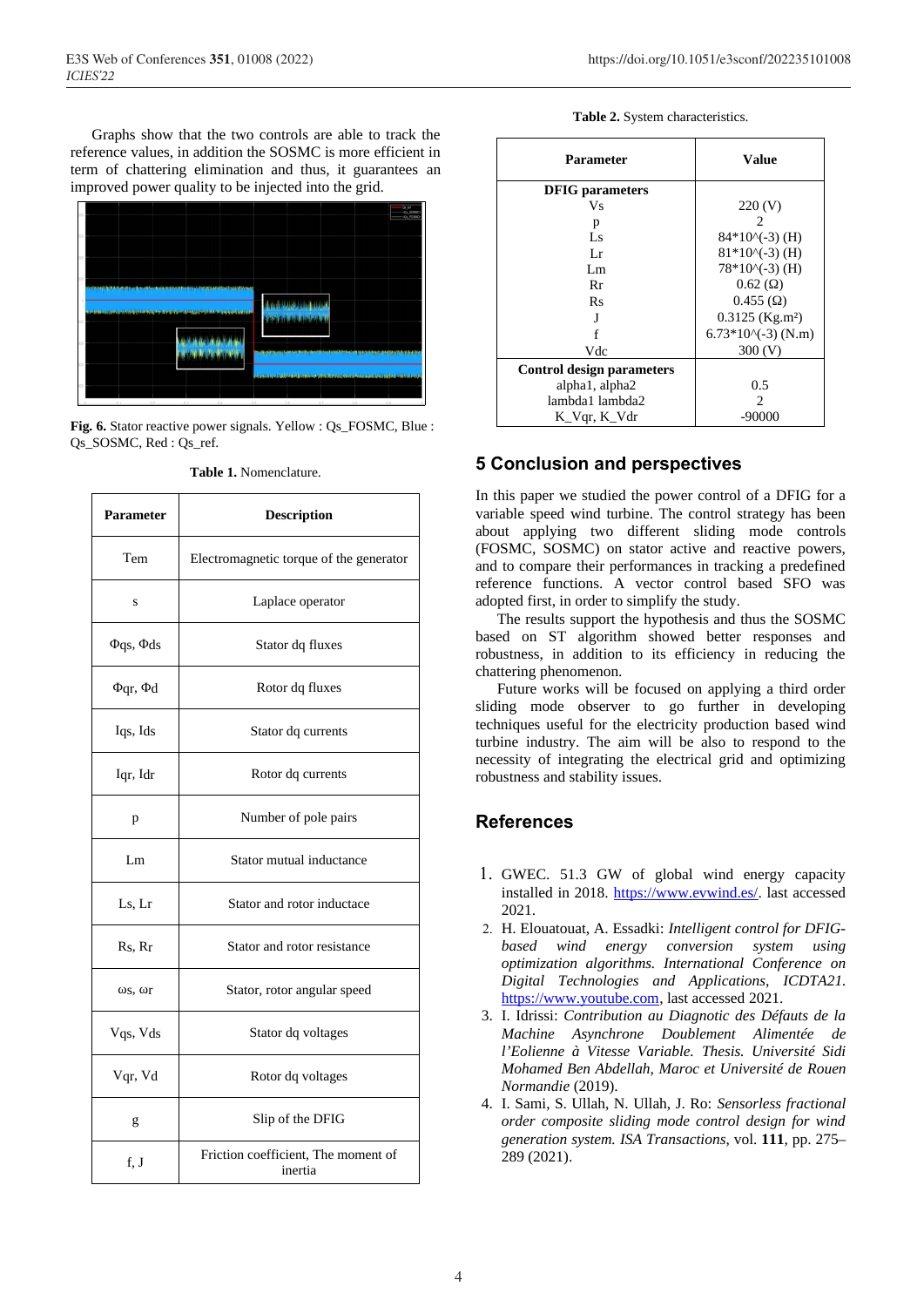Graphs show that the two controls are able to track the reference values, in addition the SOSMC is more efficient in term of chattering elimination and thus, it guarantees an improved power quality to be injected into the grid.

**Fig. 6.** Stator reactive power signals. Yellow : Qs_FOSMC, Blue : Qs_SOSMC, Red : Qs_ref.

**Table 1.** Nomenclature.

| Parameter | Description |
|---|---|
| Tem | Electromagnetic torque of the generator |
| s | Laplace operator |
| Φqs, Φds | Stator dq fluxes |
| Φqr, Φd | Rotor dq fluxes |
| Iqs, Ids | Stator dq currents |
| Iqr, Idr | Rotor dq currents |
| p | Number of pole pairs |
| Lm | Stator mutual inductance |
| Ls, Lr | Stator and rotor inductace |
| Rs, Rr | Stator and rotor resistance |
| ωs, ωr | Stator, rotor angular speed |
| Vqs, Vds | Stator dq voltages |
| Vqr, Vd | Rotor dq voltages |
| g | Slip of the DFIG |
| f, J | Friction coefficient, The moment of inertia |

**Table 2.** System characteristics.

| Parameter | Value |
|---|---|
| **DFIG parameters** | |
| Vs | 220 (V) |
| p | 2 |
| Ls | 84*10^(-3) (H) |
| Lr | 81*10^(-3) (H) |
| Lm | 78*10^(-3) (H) |
| Rr | 0.62 (Ω) |
| Rs | 0.455 (Ω) |
| J | 0.3125 (Kg.m²) |
| f | 6.73*10^(-3) (N.m) |
| Vdc | 300 (V) |
| **Control design parameters** | |
| alpha1, alpha2 | 0.5 |
| lambda1 lambda2 | 2 |
| K_Vqr, K_Vdr | -90000 |

## 5 Conclusion and perspectives

In this paper we studied the power control of a DFIG for a variable speed wind turbine. The control strategy has been about applying two different sliding mode controls (FOSMC, SOSMC) on stator active and reactive powers, and to compare their performances in tracking a predefined reference functions. A vector control based SFO was adopted first, in order to simplify the study.

The results support the hypothesis and thus the SOSMC based on ST algorithm showed better responses and robustness, in addition to its efficiency in reducing the chattering phenomenon.

Future works will be focused on applying a third order sliding mode observer to go further in developing techniques useful for the electricity production based wind turbine industry. The aim will be also to respond to the necessity of integrating the electrical grid and optimizing robustness and stability issues.

## References

1. GWEC. 51.3 GW of global wind energy capacity installed in 2018. https://www.evwind.es/. last accessed 2021.
2. H. Elouatouat, A. Essadki: *Intelligent control for DFIG-based wind energy conversion system using optimization algorithms. International Conference on Digital Technologies and Applications, ICDTA21*. https://www.youtube.com, last accessed 2021.
3. I. Idrissi: *Contribution au Diagnotic des Défauts de la Machine Asynchrone Doublement Alimentée de l'Eolienne à Vitesse Variable. Thesis. Université Sidi Mohamed Ben Abdellah, Maroc et Université de Rouen Normandie* (2019).
4. I. Sami, S. Ullah, N. Ullah, J. Ro: *Sensorless fractional order composite sliding mode control design for wind generation system. ISA Transactions*, vol. **111**, pp. 275–289 (2021).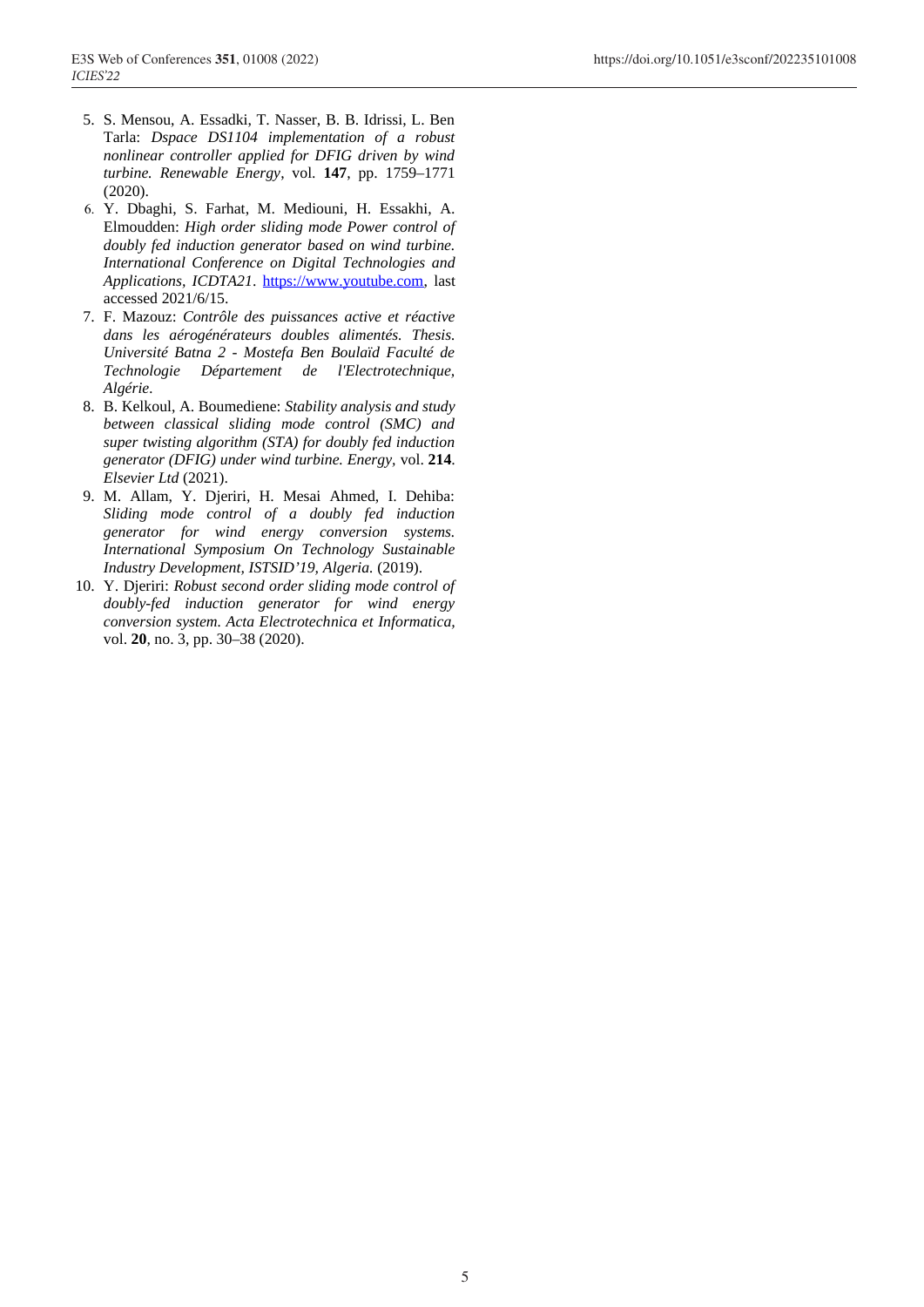5. S. Mensou, A. Essadki, T. Nasser, B. B. Idrissi, L. Ben Tarla: *Dspace DS1104 implementation of a robust nonlinear controller applied for DFIG driven by wind turbine. Renewable Energy*, vol. **147**, pp. 1759–1771 (2020).
6. Y. Dbaghi, S. Farhat, M. Mediouni, H. Essakhi, A. Elmoudden: *High order sliding mode Power control of doubly fed induction generator based on wind turbine. International Conference on Digital Technologies and Applications, ICDTA21*. https://www.youtube.com, last accessed 2021/6/15.
7. F. Mazouz: *Contrôle des puissances active et réactive dans les aérogénérateurs doubles alimentés. Thesis. Université Batna 2 - Mostefa Ben Boulaïd Faculté de Technologie Département de l'Electrotechnique, Algérie*.
8. B. Kelkoul, A. Boumediene: *Stability analysis and study between classical sliding mode control (SMC) and super twisting algorithm (STA) for doubly fed induction generator (DFIG) under wind turbine. Energy*, vol. **214**. *Elsevier Ltd* (2021).
9. M. Allam, Y. Djeriri, H. Mesai Ahmed, I. Dehiba: *Sliding mode control of a doubly fed induction generator for wind energy conversion systems. International Symposium On Technology Sustainable Industry Development, ISTSID'19, Algeria.* (2019).
10. Y. Djeriri: *Robust second order sliding mode control of doubly-fed induction generator for wind energy conversion system. Acta Electrotechnica et Informatica*, vol. **20**, no. 3, pp. 30–38 (2020).